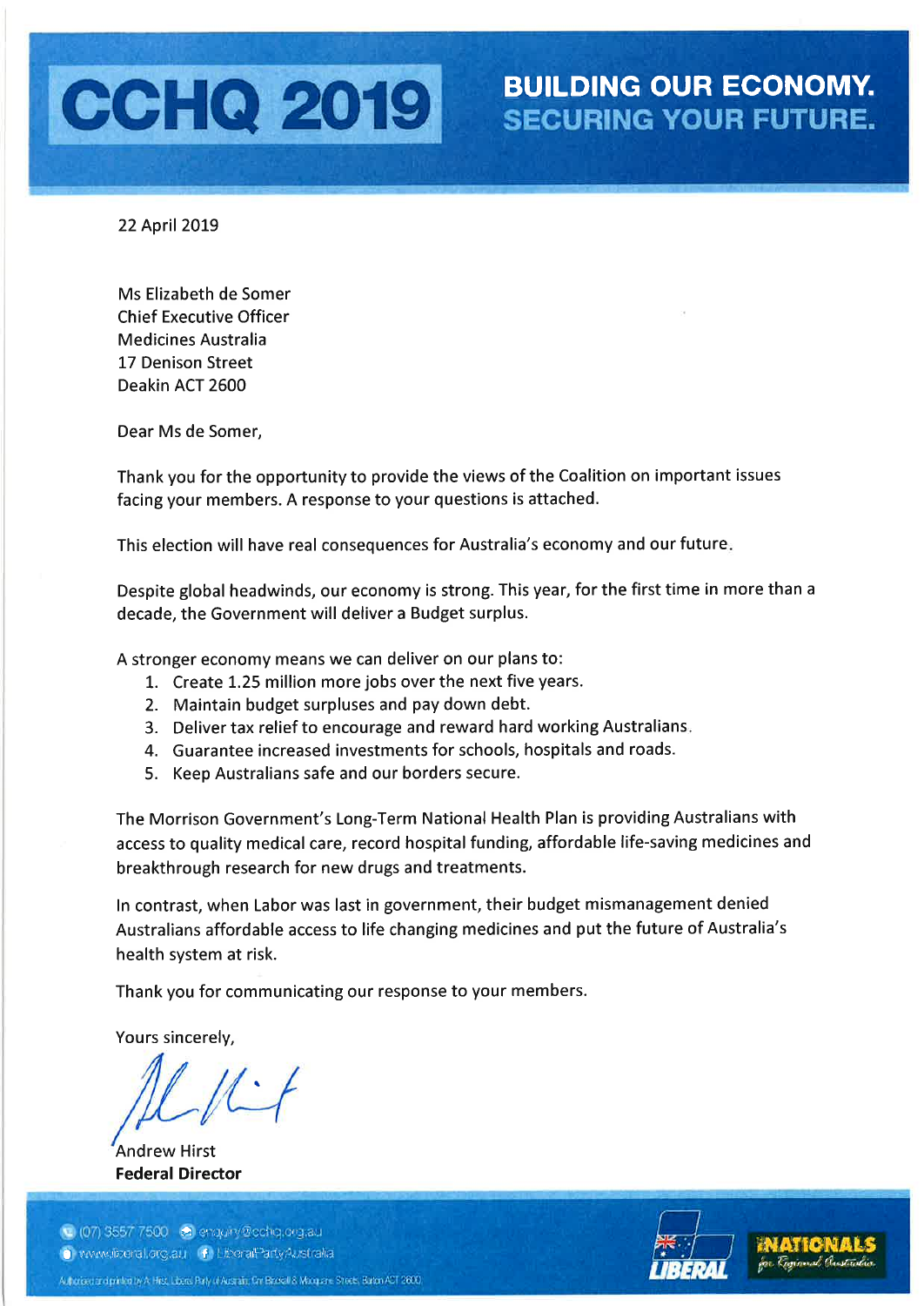# CCHQ 2019

**BUILDING OUR ECONOMY.**
**SECURING YOUR FUTURE.**

22 April 2019

Ms Elizabeth de Somer
Chief Executive Officer
Medicines Australia
17 Denison Street
Deakin ACT 2600

Dear Ms de Somer,

Thank you for the opportunity to provide the views of the Coalition on important issues facing your members. A response to your questions is attached.

This election will have real consequences for Australia's economy and our future.

Despite global headwinds, our economy is strong. This year, for the first time in more than a decade, the Government will deliver a Budget surplus.

A stronger economy means we can deliver on our plans to:

1. Create 1.25 million more jobs over the next five years.
2. Maintain budget surpluses and pay down debt.
3. Deliver tax relief to encourage and reward hard working Australians.
4. Guarantee increased investments for schools, hospitals and roads.
5. Keep Australians safe and our borders secure.

The Morrison Government's Long-Term National Health Plan is providing Australians with access to quality medical care, record hospital funding, affordable life-saving medicines and breakthrough research for new drugs and treatments.

In contrast, when Labor was last in government, their budget mismanagement denied Australians affordable access to life changing medicines and put the future of Australia's health system at risk.

Thank you for communicating our response to your members.

Yours sincerely,

Andrew Hirst
**Federal Director**

(07) 3557 7500 enquiry@cchq.org.au
www.liberal.org.au LiberalPartyAustralia

Authorised and printed by A. Hirst, Liberal Party of Australia, Cnr Blackall & Macquarie Streets, Barton ACT 2600.

LIBERAL NATIONALS for Regional Australia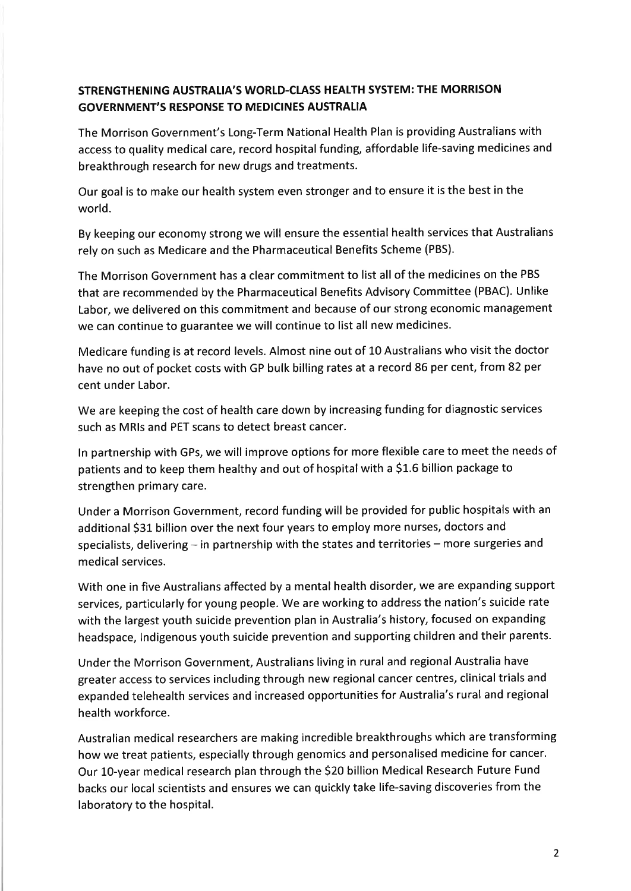## STRENGTHENING AUSTRALIA'S WORLD-CLASS HEALTH SYSTEM: THE MORRISON GOVERNMENT'S RESPONSE TO MEDICINES AUSTRALIA

The Morrison Government's Long-Term National Health Plan is providing Australians with access to quality medical care, record hospital funding, affordable life-saving medicines and breakthrough research for new drugs and treatments.

Our goal is to make our health system even stronger and to ensure it is the best in the world.

By keeping our economy strong we will ensure the essential health services that Australians rely on such as Medicare and the Pharmaceutical Benefits Scheme (PBS).

The Morrison Government has a clear commitment to list all of the medicines on the PBS that are recommended by the Pharmaceutical Benefits Advisory Committee (PBAC). Unlike Labor, we delivered on this commitment and because of our strong economic management we can continue to guarantee we will continue to list all new medicines.

Medicare funding is at record levels. Almost nine out of 10 Australians who visit the doctor have no out of pocket costs with GP bulk billing rates at a record 86 per cent, from 82 per cent under Labor.

We are keeping the cost of health care down by increasing funding for diagnostic services such as MRIs and PET scans to detect breast cancer.

In partnership with GPs, we will improve options for more flexible care to meet the needs of patients and to keep them healthy and out of hospital with a $1.6 billion package to strengthen primary care.

Under a Morrison Government, record funding will be provided for public hospitals with an additional $31 billion over the next four years to employ more nurses, doctors and specialists, delivering – in partnership with the states and territories – more surgeries and medical services.

With one in five Australians affected by a mental health disorder, we are expanding support services, particularly for young people. We are working to address the nation's suicide rate with the largest youth suicide prevention plan in Australia's history, focused on expanding headspace, Indigenous youth suicide prevention and supporting children and their parents.

Under the Morrison Government, Australians living in rural and regional Australia have greater access to services including through new regional cancer centres, clinical trials and expanded telehealth services and increased opportunities for Australia's rural and regional health workforce.

Australian medical researchers are making incredible breakthroughs which are transforming how we treat patients, especially through genomics and personalised medicine for cancer. Our 10-year medical research plan through the $20 billion Medical Research Future Fund backs our local scientists and ensures we can quickly take life-saving discoveries from the laboratory to the hospital.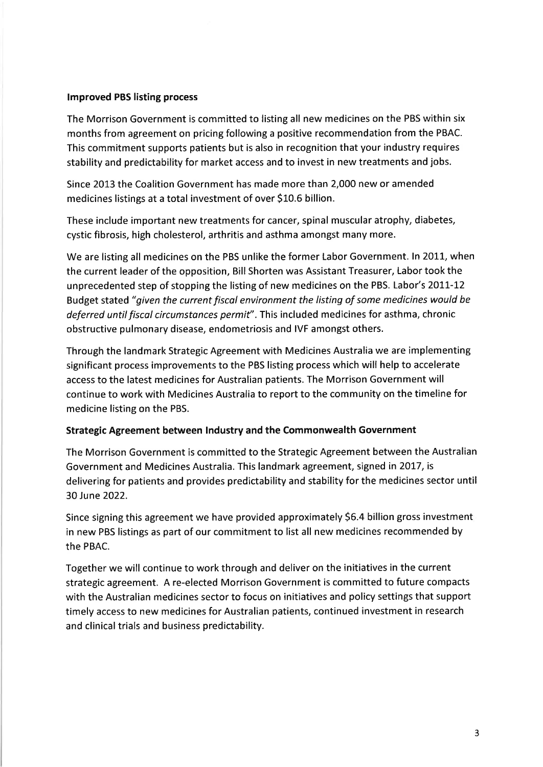**Improved PBS listing process**

The Morrison Government is committed to listing all new medicines on the PBS within six months from agreement on pricing following a positive recommendation from the PBAC. This commitment supports patients but is also in recognition that your industry requires stability and predictability for market access and to invest in new treatments and jobs.

Since 2013 the Coalition Government has made more than 2,000 new or amended medicines listings at a total investment of over $10.6 billion.

These include important new treatments for cancer, spinal muscular atrophy, diabetes, cystic fibrosis, high cholesterol, arthritis and asthma amongst many more.

We are listing all medicines on the PBS unlike the former Labor Government. In 2011, when the current leader of the opposition, Bill Shorten was Assistant Treasurer, Labor took the unprecedented step of stopping the listing of new medicines on the PBS. Labor's 2011-12 Budget stated *"given the current fiscal environment the listing of some medicines would be deferred until fiscal circumstances permit"*. This included medicines for asthma, chronic obstructive pulmonary disease, endometriosis and IVF amongst others.

Through the landmark Strategic Agreement with Medicines Australia we are implementing significant process improvements to the PBS listing process which will help to accelerate access to the latest medicines for Australian patients. The Morrison Government will continue to work with Medicines Australia to report to the community on the timeline for medicine listing on the PBS.

**Strategic Agreement between Industry and the Commonwealth Government**

The Morrison Government is committed to the Strategic Agreement between the Australian Government and Medicines Australia. This landmark agreement, signed in 2017, is delivering for patients and provides predictability and stability for the medicines sector until 30 June 2022.

Since signing this agreement we have provided approximately $6.4 billion gross investment in new PBS listings as part of our commitment to list all new medicines recommended by the PBAC.

Together we will continue to work through and deliver on the initiatives in the current strategic agreement. A re-elected Morrison Government is committed to future compacts with the Australian medicines sector to focus on initiatives and policy settings that support timely access to new medicines for Australian patients, continued investment in research and clinical trials and business predictability.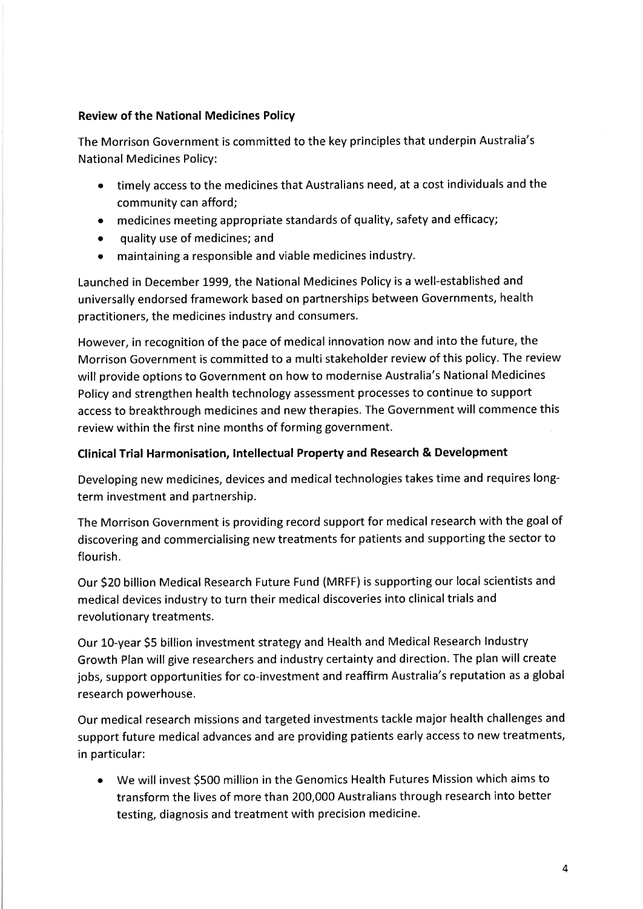**Review of the National Medicines Policy**

The Morrison Government is committed to the key principles that underpin Australia's National Medicines Policy:

- timely access to the medicines that Australians need, at a cost individuals and the community can afford;
- medicines meeting appropriate standards of quality, safety and efficacy;
- quality use of medicines; and
- maintaining a responsible and viable medicines industry.

Launched in December 1999, the National Medicines Policy is a well-established and universally endorsed framework based on partnerships between Governments, health practitioners, the medicines industry and consumers.

However, in recognition of the pace of medical innovation now and into the future, the Morrison Government is committed to a multi stakeholder review of this policy. The review will provide options to Government on how to modernise Australia's National Medicines Policy and strengthen health technology assessment processes to continue to support access to breakthrough medicines and new therapies. The Government will commence this review within the first nine months of forming government.

**Clinical Trial Harmonisation, Intellectual Property and Research & Development**

Developing new medicines, devices and medical technologies takes time and requires long-term investment and partnership.

The Morrison Government is providing record support for medical research with the goal of discovering and commercialising new treatments for patients and supporting the sector to flourish.

Our $20 billion Medical Research Future Fund (MRFF) is supporting our local scientists and medical devices industry to turn their medical discoveries into clinical trials and revolutionary treatments.

Our 10-year $5 billion investment strategy and Health and Medical Research Industry Growth Plan will give researchers and industry certainty and direction. The plan will create jobs, support opportunities for co-investment and reaffirm Australia's reputation as a global research powerhouse.

Our medical research missions and targeted investments tackle major health challenges and support future medical advances and are providing patients early access to new treatments, in particular:

- We will invest $500 million in the Genomics Health Futures Mission which aims to transform the lives of more than 200,000 Australians through research into better testing, diagnosis and treatment with precision medicine.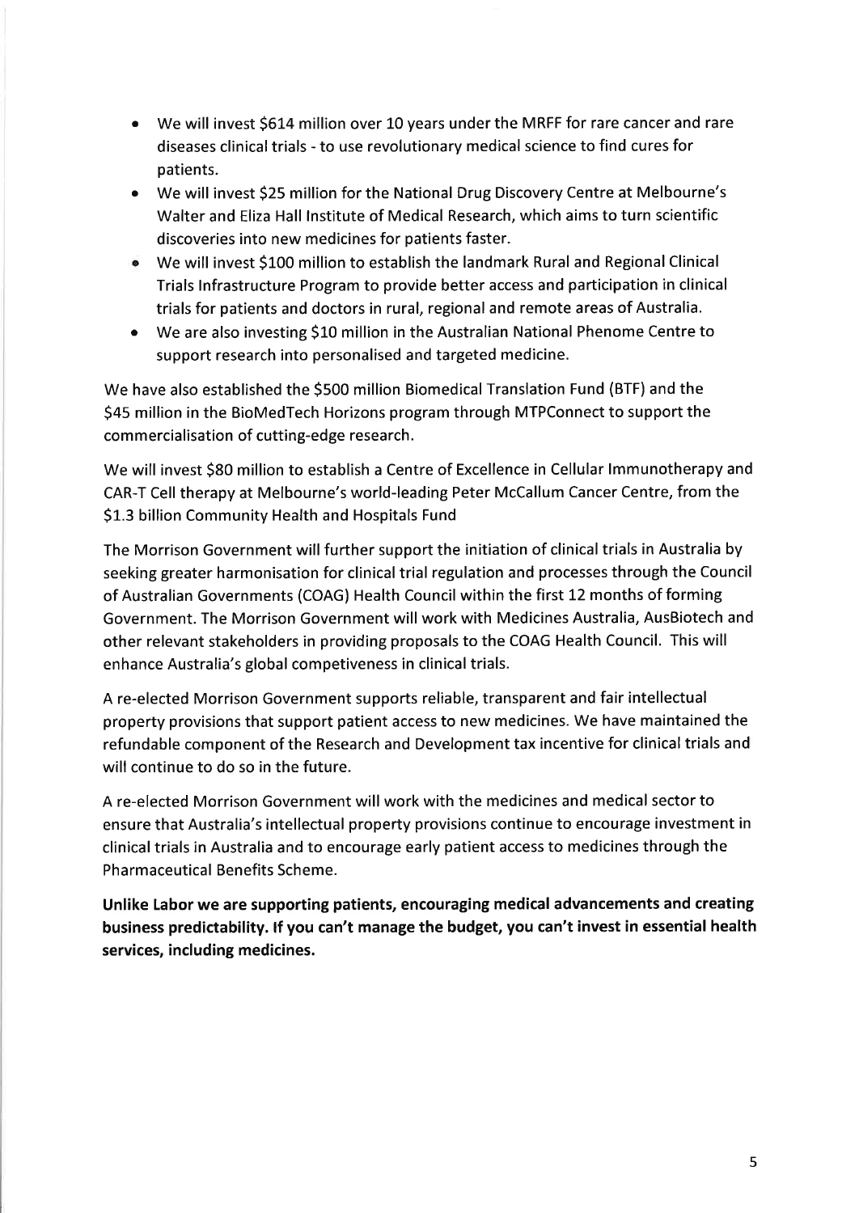- We will invest $614 million over 10 years under the MRFF for rare cancer and rare diseases clinical trials - to use revolutionary medical science to find cures for patients.
- We will invest $25 million for the National Drug Discovery Centre at Melbourne's Walter and Eliza Hall Institute of Medical Research, which aims to turn scientific discoveries into new medicines for patients faster.
- We will invest $100 million to establish the landmark Rural and Regional Clinical Trials Infrastructure Program to provide better access and participation in clinical trials for patients and doctors in rural, regional and remote areas of Australia.
- We are also investing $10 million in the Australian National Phenome Centre to support research into personalised and targeted medicine.

We have also established the $500 million Biomedical Translation Fund (BTF) and the $45 million in the BioMedTech Horizons program through MTPConnect to support the commercialisation of cutting-edge research.

We will invest $80 million to establish a Centre of Excellence in Cellular Immunotherapy and CAR-T Cell therapy at Melbourne's world-leading Peter McCallum Cancer Centre, from the $1.3 billion Community Health and Hospitals Fund

The Morrison Government will further support the initiation of clinical trials in Australia by seeking greater harmonisation for clinical trial regulation and processes through the Council of Australian Governments (COAG) Health Council within the first 12 months of forming Government. The Morrison Government will work with Medicines Australia, AusBiotech and other relevant stakeholders in providing proposals to the COAG Health Council. This will enhance Australia's global competiveness in clinical trials.

A re-elected Morrison Government supports reliable, transparent and fair intellectual property provisions that support patient access to new medicines. We have maintained the refundable component of the Research and Development tax incentive for clinical trials and will continue to do so in the future.

A re-elected Morrison Government will work with the medicines and medical sector to ensure that Australia's intellectual property provisions continue to encourage investment in clinical trials in Australia and to encourage early patient access to medicines through the Pharmaceutical Benefits Scheme.

**Unlike Labor we are supporting patients, encouraging medical advancements and creating business predictability. If you can't manage the budget, you can't invest in essential health services, including medicines.**